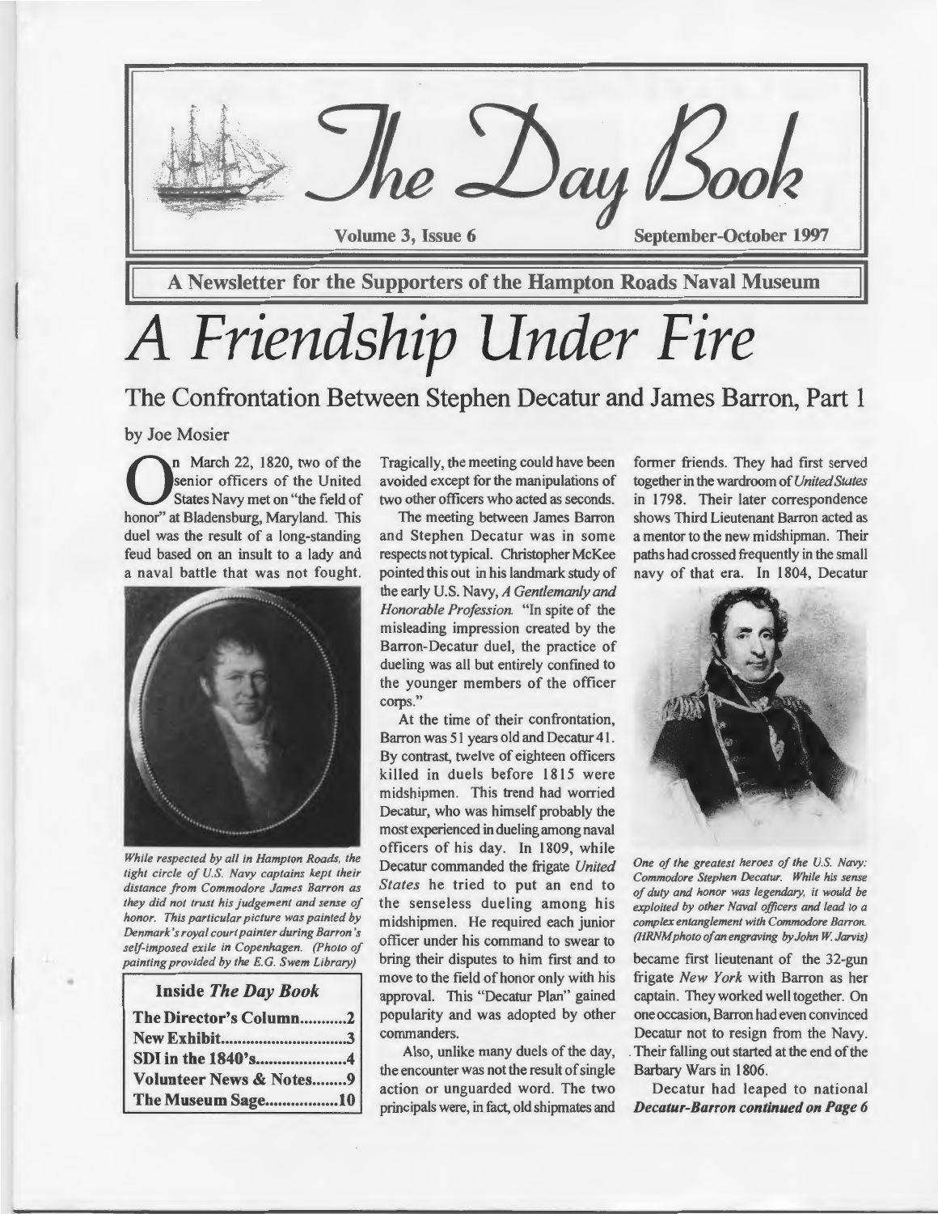# The Day Book

Volume 3, Issue 6 — September-October 1997

**A Newsletter for the Supporters of the Hampton Roads Naval Museum**

# A Friendship Under Fire

## The Confrontation Between Stephen Decatur and James Barron, Part 1

by Joe Mosier

On March 22, 1820, two of the senior officers of the United States Navy met on "the field of honor" at Bladensburg, Maryland. This duel was the result of a long-standing feud based on an insult to a lady and a naval battle that was not fought.

*While respected by all in Hampton Roads, the tight circle of U.S. Navy captains kept their distance from Commodore James Barron as they did not trust his judgement and sense of honor. This particular picture was painted by Denmark's royal court painter during Barron's self-imposed exile in Copenhagen. (Photo of painting provided by the E.G. Swem Library)*

| Inside *The Day Book* | |
|---|---|
| The Director's Column | 2 |
| New Exhibit | 3 |
| SDI in the 1840's | 4 |
| Volunteer News & Notes | 9 |
| The Museum Sage | 10 |

Tragically, the meeting could have been avoided except for the manipulations of two other officers who acted as seconds.

The meeting between James Barron and Stephen Decatur was in some respects not typical. Christopher McKee pointed this out in his landmark study of the early U.S. Navy, *A Gentlemanly and Honorable Profession*. "In spite of the misleading impression created by the Barron-Decatur duel, the practice of dueling was all but entirely confined to the younger members of the officer corps."

At the time of their confrontation, Barron was 51 years old and Decatur 41. By contrast, twelve of eighteen officers killed in duels before 1815 were midshipmen. This trend had worried Decatur, who was himself probably the most experienced in dueling among naval officers of his day. In 1809, while Decatur commanded the frigate *United States* he tried to put an end to the senseless dueling among his midshipmen. He required each junior officer under his command to swear to bring their disputes to him first and to move to the field of honor only with his approval. This "Decatur Plan" gained popularity and was adopted by other commanders.

Also, unlike many duels of the day, the encounter was not the result of single action or unguarded word. The two principals were, in fact, old shipmates and former friends. They had first served together in the wardroom of *United States* in 1798. Their later correspondence shows Third Lieutenant Barron acted as a mentor to the new midshipman. Their paths had crossed frequently in the small navy of that era. In 1804, Decatur became first lieutenant of the 32-gun frigate *New York* with Barron as her captain. They worked well together. On one occasion, Barron had even convinced Decatur not to resign from the Navy. Their falling out started at the end of the Barbary Wars in 1806.

*One of the greatest heroes of the U.S. Navy: Commodore Stephen Decatur. While his sense of duty and honor was legendary, it would be exploited by other Naval officers and lead to a complex entanglement with Commodore Barron. (HRNM photo of an engraving by John W. Jarvis)*

Decatur had leaped to national

***Decatur-Barron continued on Page 6***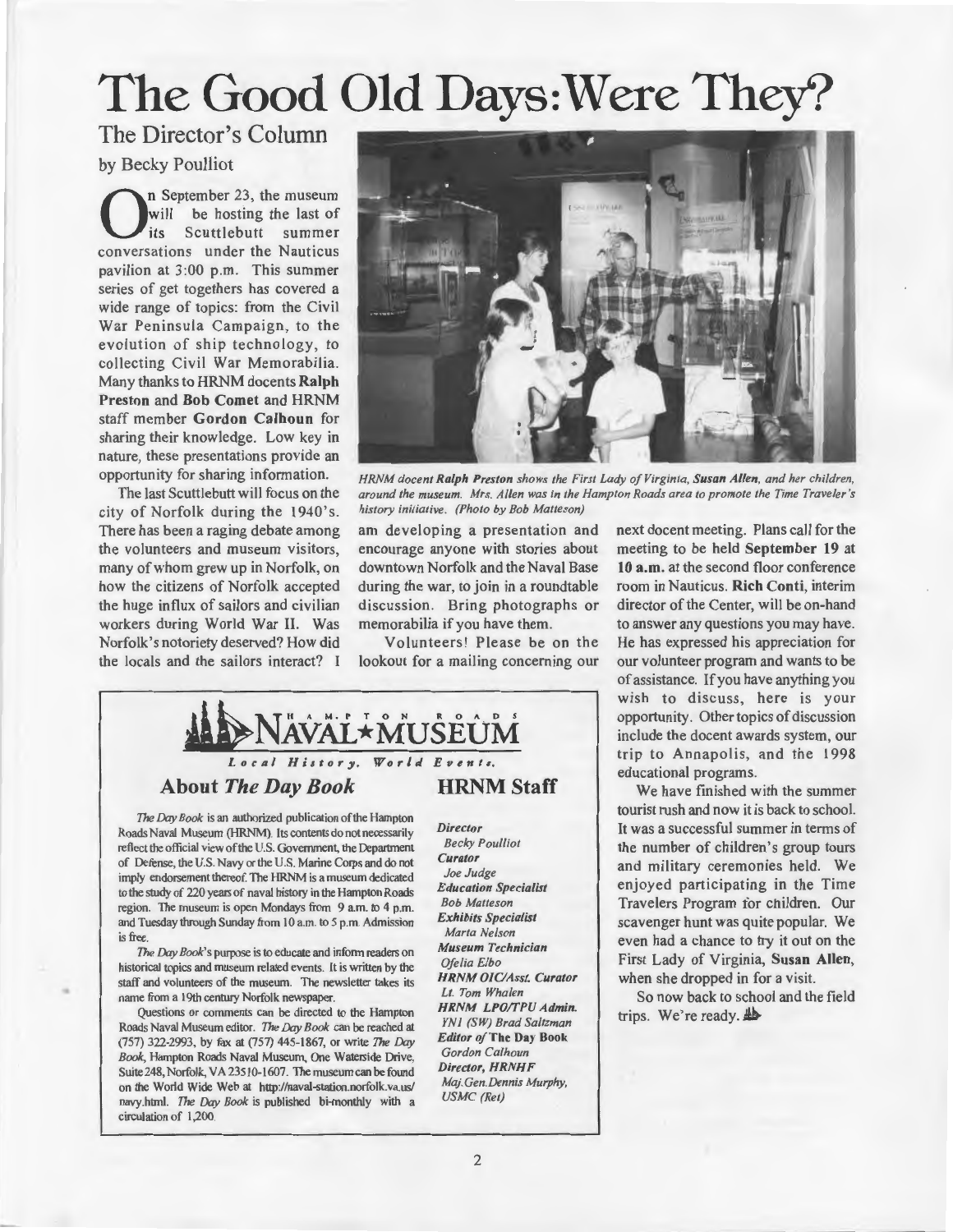# The Good Old Days: Were They?

## The Director's Column

by Becky Poulliot

On September 23, the museum will be hosting the last of its Scuttlebutt summer conversations under the Nauticus pavilion at 3:00 p.m. This summer series of get togethers has covered a wide range of topics: from the Civil War Peninsula Campaign, to the evolution of ship technology, to collecting Civil War Memorabilia. Many thanks to HRNM docents **Ralph Preston** and **Bob Comet** and HRNM staff member **Gordon Calhoun** for sharing their knowledge. Low key in nature, these presentations provide an opportunity for sharing information.

The last Scuttlebutt will focus on the city of Norfolk during the 1940's. There has been a raging debate among the volunteers and museum visitors, many of whom grew up in Norfolk, on how the citizens of Norfolk accepted the huge influx of sailors and civilian workers during World War II. Was Norfolk's notoriety deserved? How did the locals and the sailors interact? I am developing a presentation and encourage anyone with stories about downtown Norfolk and the Naval Base during the war, to join in a roundtable discussion. Bring photographs or memorabilia if you have them.

*HRNM docent **Ralph Preston** shows the First Lady of Virginia, **Susan Allen**, and her children, around the museum. Mrs. Allen was in the Hampton Roads area to promote the Time Traveler's history initiative. (Photo by Bob Matteson)*

Volunteers! Please be on the lookout for a mailing concerning our next docent meeting. Plans call for the meeting to be held **September 19** at **10 a.m.** at the second floor conference room in Nauticus. **Rich Conti**, interim director of the Center, will be on-hand to answer any questions you may have. He has expressed his appreciation for our volunteer program and wants to be of assistance. If you have anything you wish to discuss, here is your opportunity. Other topics of discussion include the docent awards system, our trip to Annapolis, and the 1998 educational programs.

We have finished with the summer tourist rush and now it is back to school. It was a successful summer in terms of the number of children's group tours and military ceremonies held. We enjoyed participating in the Time Travelers Program for children. Our scavenger hunt was quite popular. We even had a chance to try it out on the First Lady of Virginia, **Susan Allen**, when she dropped in for a visit.

So now back to school and the field trips. We're ready.

---

**HAMPTON ROADS NAVAL★MUSEUM**

*Local History. World Events.*

### About *The Day Book*

*The Day Book* is an authorized publication of the Hampton Roads Naval Museum (HRNM). Its contents do not necessarily reflect the official view of the U.S. Government, the Department of Defense, the U.S. Navy or the U.S. Marine Corps and do not imply endorsement thereof. The HRNM is a museum dedicated to the study of 220 years of naval history in the Hampton Roads region. The museum is open Mondays from 9 a.m. to 4 p.m. and Tuesday through Sunday from 10 a.m. to 5 p.m. Admission is free.

*The Day Book*'s purpose is to educate and inform readers on historical topics and museum related events. It is written by the staff and volunteers of the museum. The newsletter takes its name from a 19th century Norfolk newspaper.

Questions or comments can be directed to the Hampton Roads Naval Museum editor. *The Day Book* can be reached at (757) 322-2993, by fax at (757) 445-1867, or write *The Day Book*, Hampton Roads Naval Museum, One Waterside Drive, Suite 248, Norfolk, VA 23510-1607. The museum can be found on the World Wide Web at http://naval-station.norfolk.va.us/navy.html. *The Day Book* is published bi-monthly with a circulation of 1,200.

### HRNM Staff

***Director***
*Becky Poulliot*

***Curator***
*Joe Judge*

***Education Specialist***
*Bob Matteson*

***Exhibits Specialist***
*Marta Nelson*

***Museum Technician***
*Ofelia Elbo*

***HRNM OIC/Asst. Curator***
*Lt. Tom Whalen*

***HRNM LPO/TPU Admin.***
*YN1 (SW) Brad Saltzman*

***Editor of* The Day Book**
*Gordon Calhoun*

***Director, HRNHF***
*Maj.Gen.Dennis Murphy, USMC (Ret)*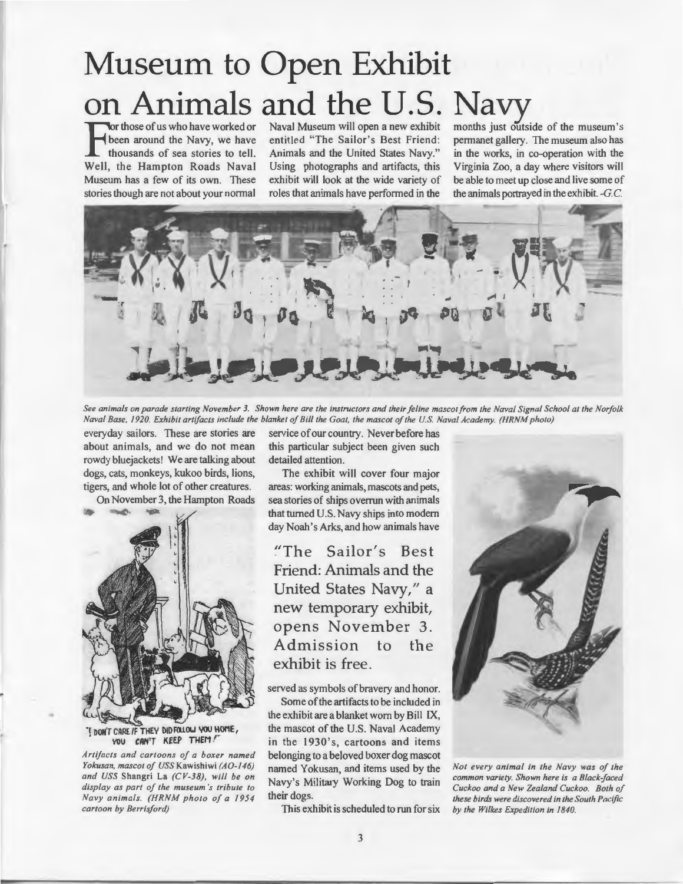# Museum to Open Exhibit on Animals and the U.S. Navy

For those of us who have worked or been around the Navy, we have thousands of sea stories to tell. Well, the Hampton Roads Naval Museum has a few of its own. These stories though are not about your normal everyday sailors. These are stories are about animals, and we do not mean rowdy bluejackets! We are talking about dogs, cats, monkeys, kukoo birds, lions, tigers, and whole lot of other creatures.

On November 3, the Hampton Roads Naval Museum will open a new exhibit entitled "The Sailor's Best Friend: Animals and the United States Navy." Using photographs and artifacts, this exhibit will look at the wide variety of roles that animals have performed in the service of our country. Never before has this particular subject been given such detailed attention.

The exhibit will cover four major areas: working animals, mascots and pets, sea stories of ships overrun with animals that turned U.S. Navy ships into modern day Noah's Arks, and how animals have served as symbols of bravery and honor.

> "The Sailor's Best Friend: Animals and the United States Navy," a new temporary exhibit, opens November 3. Admission to the exhibit is free.

Some of the artifacts to be included in the exhibit are a blanket worn by Bill IX, the mascot of the U.S. Naval Academy in the 1930's, cartoons and items belonging to a beloved boxer dog mascot named Yokusan, and items used by the Navy's Military Working Dog to train their dogs.

This exhibit is scheduled to run for six months just outside of the museum's permanet gallery. The museum also has in the works, in co-operation with the Virginia Zoo, a day where visitors will be able to meet up close and live some of the animals portrayed in the exhibit. *-G.C.*

*See animals on parade starting November 3. Shown here are the instructors and their feline mascot from the Naval Signal School at the Norfolk Naval Base, 1920. Exhibit artifacts include the blanket of Bill the Goat, the mascot of the U.S. Naval Academy. (HRNM photo)*

"I DON'T CARE IF THEY DID FOLLOW YOU HOME, YOU CAN'T KEEP THEM!"

*Artifacts and cartoons of a boxer named Yokusan, mascot of USS Kawishiwi (AO-146) and USS Shangri La (CV-38), will be on display as part of the museum's tribute to Navy animals. (HRNM photo of a 1954 cartoon by Berrisford)*

*Not every animal in the Navy was of the common variety. Shown here is a Black-faced Cuckoo and a New Zealand Cuckoo. Both of these birds were discovered in the South Pacific by the Wilkes Expedition in 1840.*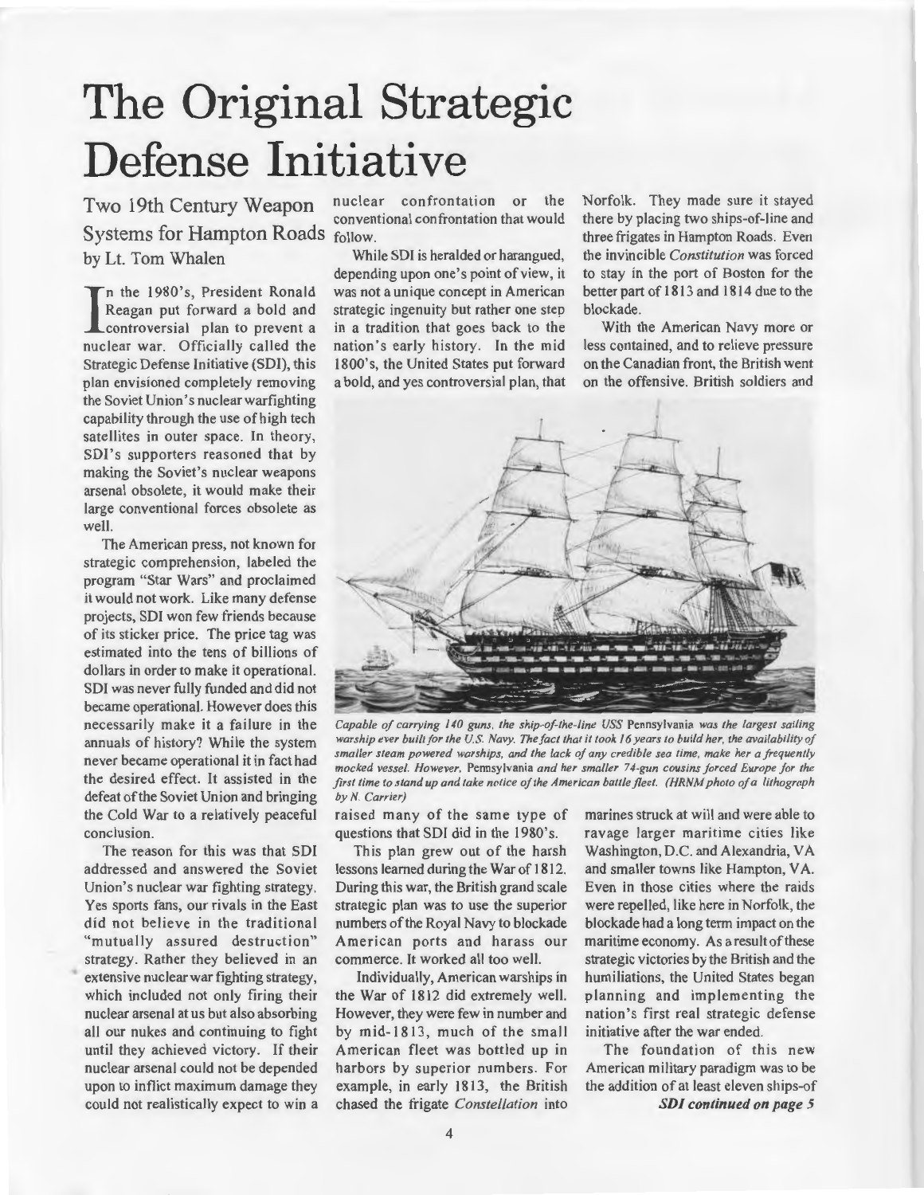# The Original Strategic Defense Initiative

## Two 19th Century Weapon Systems for Hampton Roads

by Lt. Tom Whalen

In the 1980's, President Ronald Reagan put forward a bold and controversial plan to prevent a nuclear war. Officially called the Strategic Defense Initiative (SDI), this plan envisioned completely removing the Soviet Union's nuclear warfighting capability through the use of high tech satellites in outer space. In theory, SDI's supporters reasoned that by making the Soviet's nuclear weapons arsenal obsolete, it would make their large conventional forces obsolete as well.

The American press, not known for strategic comprehension, labeled the program "Star Wars" and proclaimed it would not work. Like many defense projects, SDI won few friends because of its sticker price. The price tag was estimated into the tens of billions of dollars in order to make it operational. SDI was never fully funded and did not became operational. However does this necessarily make it a failure in the annuals of history? While the system never became operational it in fact had the desired effect. It assisted in the defeat of the Soviet Union and bringing the Cold War to a relatively peaceful conclusion.

The reason for this was that SDI addressed and answered the Soviet Union's nuclear war fighting strategy. Yes sports fans, our rivals in the East did not believe in the traditional "mutually assured destruction" strategy. Rather they believed in an extensive nuclear war fighting strategy, which included not only firing their nuclear arsenal at us but also absorbing all our nukes and continuing to fight until they achieved victory. If their nuclear arsenal could not be depended upon to inflict maximum damage they could not realistically expect to win a nuclear confrontation or the conventional confrontation that would follow.

While SDI is heralded or harangued, depending upon one's point of view, it was not a unique concept in American strategic ingenuity but rather one step in a tradition that goes back to the nation's early history. In the mid 1800's, the United States put forward a bold, and yes controversial plan, that raised many of the same type of questions that SDI did in the 1980's.

This plan grew out of the harsh lessons learned during the War of 1812. During this war, the British grand scale strategic plan was to use the superior numbers of the Royal Navy to blockade American ports and harass our commerce. It worked all too well.

Individually, American warships in the War of 1812 did extremely well. However, they were few in number and by mid-1813, much of the small American fleet was bottled up in harbors by superior numbers. For example, in early 1813, the British chased the frigate *Constellation* into Norfolk. They made sure it stayed there by placing two ships-of-line and three frigates in Hampton Roads. Even the invincible *Constitution* was forced to stay in the port of Boston for the better part of 1813 and 1814 due to the blockade.

With the American Navy more or less contained, and to relieve pressure on the Canadian front, the British went on the offensive. British soldiers and marines struck at will and were able to ravage larger maritime cities like Washington, D.C. and Alexandria, VA and smaller towns like Hampton, VA. Even in those cities where the raids were repelled, like here in Norfolk, the blockade had a long term impact on the maritime economy. As a result of these strategic victories by the British and the humiliations, the United States began planning and implementing the nation's first real strategic defense initiative after the war ended.

*Capable of carrying 140 guns, the ship-of-the-line USS* Pennsylvania *was the largest sailing warship ever built for the U.S. Navy. The fact that it took 16 years to build her, the availability of smaller steam powered warships, and the lack of any credible sea time, make her a frequently mocked vessel. However,* Pennsylvania *and her smaller 74-gun cousins forced Europe for the first time to stand up and take notice of the American battle fleet. (HRNM photo of a lithograph by N. Carrier)*

The foundation of this new American military paradigm was to be the addition of at least eleven ships-of

***SDI continued on page 5***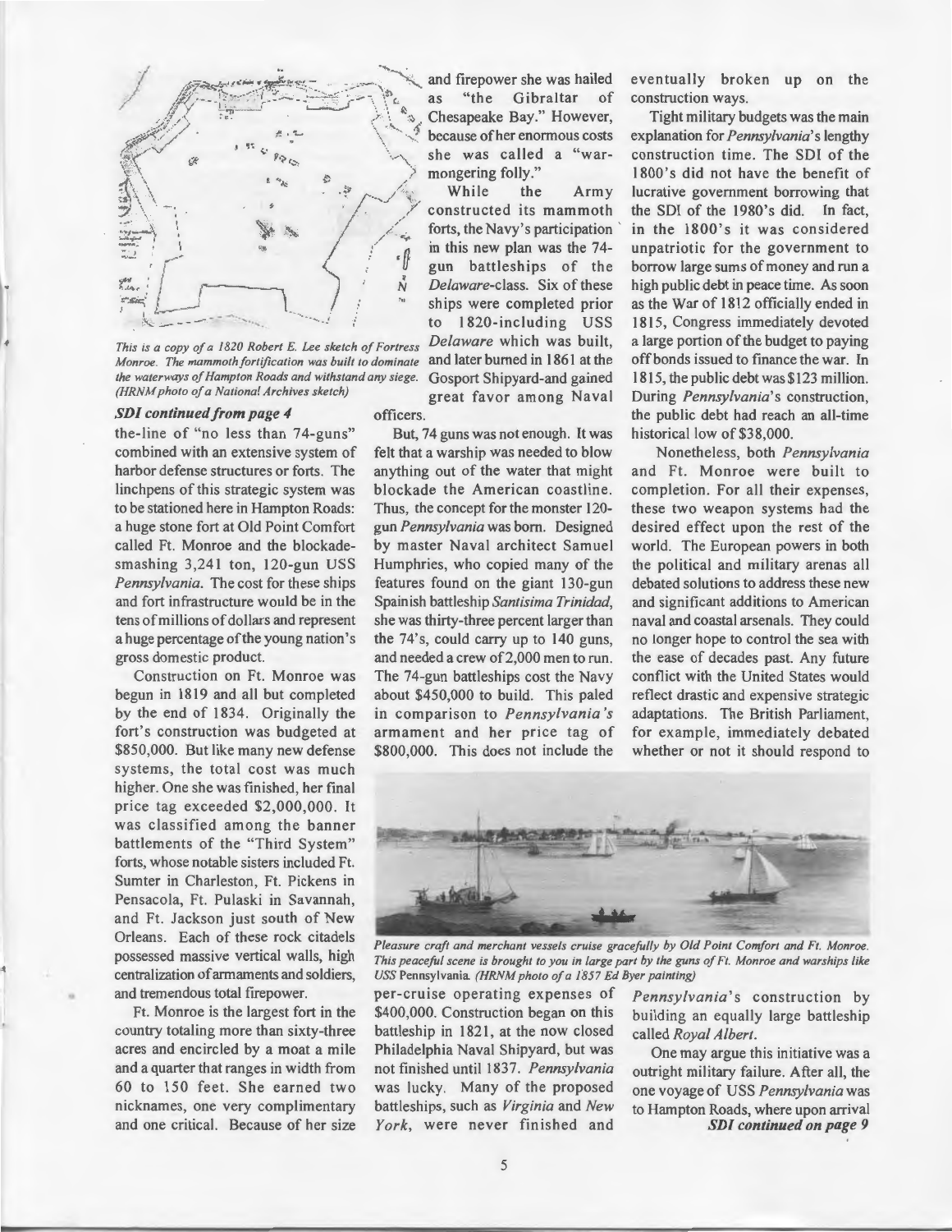This is a copy of a 1820 Robert E. Lee sketch of Fortress Monroe. The mammoth fortification was built to dominate the waterways of Hampton Roads and withstand any siege. (HRNM photo of a National Archives sketch)

***SDI continued from page 4***

the-line of "no less than 74-guns" combined with an extensive system of harbor defense structures or forts. The linchpens of this strategic system was to be stationed here in Hampton Roads: a huge stone fort at Old Point Comfort called Ft. Monroe and the blockade-smashing 3,241 ton, 120-gun USS *Pennsylvania*. The cost for these ships and fort infrastructure would be in the tens of millions of dollars and represent a huge percentage of the young nation's gross domestic product.

Construction on Ft. Monroe was begun in 1819 and all but completed by the end of 1834. Originally the fort's construction was budgeted at $850,000. But like many new defense systems, the total cost was much higher. One she was finished, her final price tag exceeded $2,000,000. It was classified among the banner battlements of the "Third System" forts, whose notable sisters included Ft. Sumter in Charleston, Ft. Pickens in Pensacola, Ft. Pulaski in Savannah, and Ft. Jackson just south of New Orleans. Each of these rock citadels possessed massive vertical walls, high centralization of armaments and soldiers, and tremendous total firepower.

Ft. Monroe is the largest fort in the country totaling more than sixty-three acres and encircled by a moat a mile and a quarter that ranges in width from 60 to 150 feet. She earned two nicknames, one very complimentary and one critical. Because of her size and firepower she was hailed as "the Gibraltar of Chesapeake Bay." However, because of her enormous costs she was called a "war-mongering folly."

While the Army constructed its mammoth forts, the Navy's participation in this new plan was the 74-gun battleships of the *Delaware*-class. Six of these ships were completed prior to 1820-including USS *Delaware* which was built, and later burned in 1861 at the Gosport Shipyard-and gained great favor among Naval officers.

But, 74 guns was not enough. It was felt that a warship was needed to blow anything out of the water that might blockade the American coastline. Thus, the concept for the monster 120-gun *Pennsylvania* was born. Designed by master Naval architect Samuel Humphries, who copied many of the features found on the giant 130-gun Spainish battleship *Santisima Trinidad*, she was thirty-three percent larger than the 74's, could carry up to 140 guns, and needed a crew of 2,000 men to run. The 74-gun battleships cost the Navy about $450,000 to build. This paled in comparison to *Pennsylvania's* armament and her price tag of $800,000. This does not include the per-cruise operating expenses of $400,000. Construction began on this battleship in 1821, at the now closed Philadelphia Naval Shipyard, but was not finished until 1837. *Pennsylvania* was lucky. Many of the proposed battleships, such as *Virginia* and *New York*, were never finished and eventually broken up on the construction ways.

Tight military budgets was the main explanation for *Pennsylvania*'s lengthy construction time. The SDI of the 1800's did not have the benefit of lucrative government borrowing that the SDI of the 1980's did. In fact, in the 1800's it was considered unpatriotic for the government to borrow large sums of money and run a high public debt in peace time. As soon as the War of 1812 officially ended in 1815, Congress immediately devoted a large portion of the budget to paying off bonds issued to finance the war. In 1815, the public debt was $123 million. During *Pennsylvania*'s construction, the public debt had reach an all-time historical low of $38,000.

Nonetheless, both *Pennsylvania* and Ft. Monroe were built to completion. For all their expenses, these two weapon systems had the desired effect upon the rest of the world. The European powers in both the political and military arenas all debated solutions to address these new and significant additions to American naval and coastal arsenals. They could no longer hope to control the sea with the ease of decades past. Any future conflict with the United States would reflect drastic and expensive strategic adaptations. The British Parliament, for example, immediately debated whether or not it should respond to *Pennsylvania*'s construction by building an equally large battleship called *Royal Albert*.

*Pleasure craft and merchant vessels cruise gracefully by Old Point Comfort and Ft. Monroe. This peaceful scene is brought to you in large part by the guns of Ft. Monroe and warships like USS* Pennsylvania. *(HRNM photo of a 1857 Ed Byer painting)*

One may argue this initiative was a outright military failure. After all, the one voyage of USS *Pennsylvania* was to Hampton Roads, where upon arrival

***SDI continued on page 9***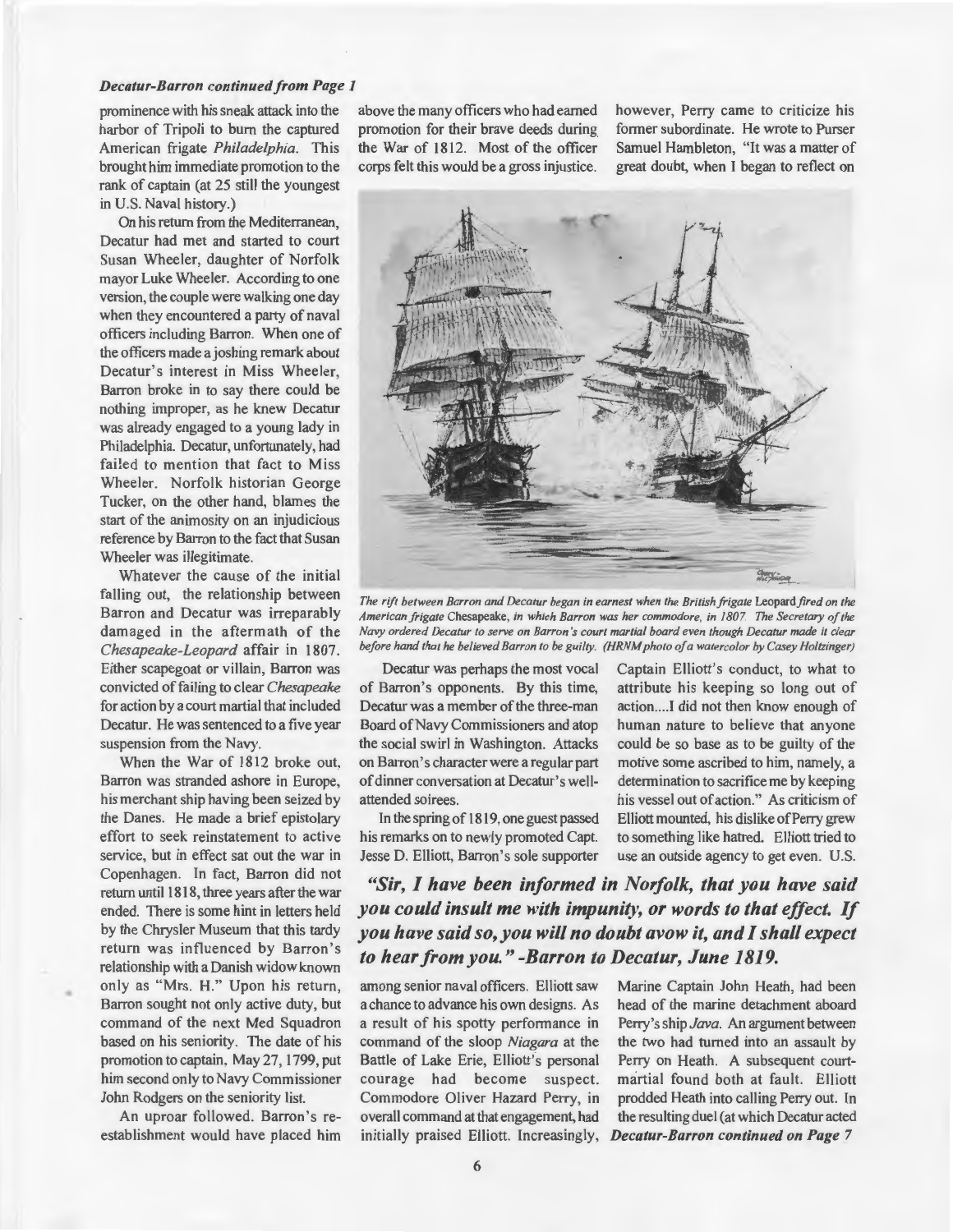***Decatur-Barron continued from Page 1***

prominence with his sneak attack into the harbor of Tripoli to burn the captured American frigate *Philadelphia*. This brought him immediate promotion to the rank of captain (at 25 still the youngest in U.S. Naval history.)

On his return from the Mediterranean, Decatur had met and started to court Susan Wheeler, daughter of Norfolk mayor Luke Wheeler. According to one version, the couple were walking one day when they encountered a party of naval officers including Barron. When one of the officers made a joshing remark about Decatur's interest in Miss Wheeler, Barron broke in to say there could be nothing improper, as he knew Decatur was already engaged to a young lady in Philadelphia. Decatur, unfortunately, had failed to mention that fact to Miss Wheeler. Norfolk historian George Tucker, on the other hand, blames the start of the animosity on an injudicious reference by Barron to the fact that Susan Wheeler was illegitimate.

Whatever the cause of the initial falling out, the relationship between Barron and Decatur was irreparably damaged in the aftermath of the *Chesapeake-Leopard* affair in 1807. Either scapegoat or villain, Barron was convicted of failing to clear *Chesapeake* for action by a court martial that included Decatur. He was sentenced to a five year suspension from the Navy.

When the War of 1812 broke out, Barron was stranded ashore in Europe, his merchant ship having been seized by the Danes. He made a brief epistolary effort to seek reinstatement to active service, but in effect sat out the war in Copenhagen. In fact, Barron did not return until 1818, three years after the war ended. There is some hint in letters held by the Chrysler Museum that this tardy return was influenced by Barron's relationship with a Danish widow known only as "Mrs. H." Upon his return, Barron sought not only active duty, but command of the next Med Squadron based on his seniority. The date of his promotion to captain, May 27, 1799, put him second only to Navy Commissioner John Rodgers on the seniority list.

An uproar followed. Barron's re-establishment would have placed him above the many officers who had earned promotion for their brave deeds during the War of 1812. Most of the officer corps felt this would be a gross injustice.

*The rift between Barron and Decatur began in earnest when the British frigate* Leopard *fired on the American frigate* Chesapeake, *in which Barron was her commodore, in 1807. The Secretary of the Navy ordered Decatur to serve on Barron's court martial board even though Decatur made it clear before hand that he believed Barron to be guilty. (HRNM photo of a watercolor by Casey Holtzinger)*

Decatur was perhaps the most vocal of Barron's opponents. By this time, Decatur was a member of the three-man Board of Navy Commissioners and atop the social swirl in Washington. Attacks on Barron's character were a regular part of dinner conversation at Decatur's well-attended soirees.

In the spring of 1819, one guest passed his remarks on to newly promoted Capt. Jesse D. Elliott, Barron's sole supporter among senior naval officers. Elliott saw a chance to advance his own designs. As a result of his spotty performance in command of the sloop *Niagara* at the Battle of Lake Erie, Elliott's personal courage had become suspect. Commodore Oliver Hazard Perry, in overall command at that engagement, had initially praised Elliott. Increasingly, however, Perry came to criticize his former subordinate. He wrote to Purser Samuel Hambleton, "It was a matter of great doubt, when I began to reflect on Captain Elliott's conduct, to what to attribute his keeping so long out of action....I did not then know enough of human nature to believe that anyone could be so base as to be guilty of the motive some ascribed to him, namely, a determination to sacrifice me by keeping his vessel out of action." As criticism of Elliott mounted, his dislike of Perry grew to something like hatred. Elliott tried to use an outside agency to get even. U.S. Marine Captain John Heath, had been head of the marine detachment aboard Perry's ship *Java*. An argument between the two had turned into an assault by Perry on Heath. A subsequent court-martial found both at fault. Elliott prodded Heath into calling Perry out. In the resulting duel (at which Decatur acted

***"Sir, I have been informed in Norfolk, that you have said you could insult me with impunity, or words to that effect. If you have said so, you will no doubt avow it, and I shall expect to hear from you." -Barron to Decatur, June 1819.***

***Decatur-Barron continued on Page 7***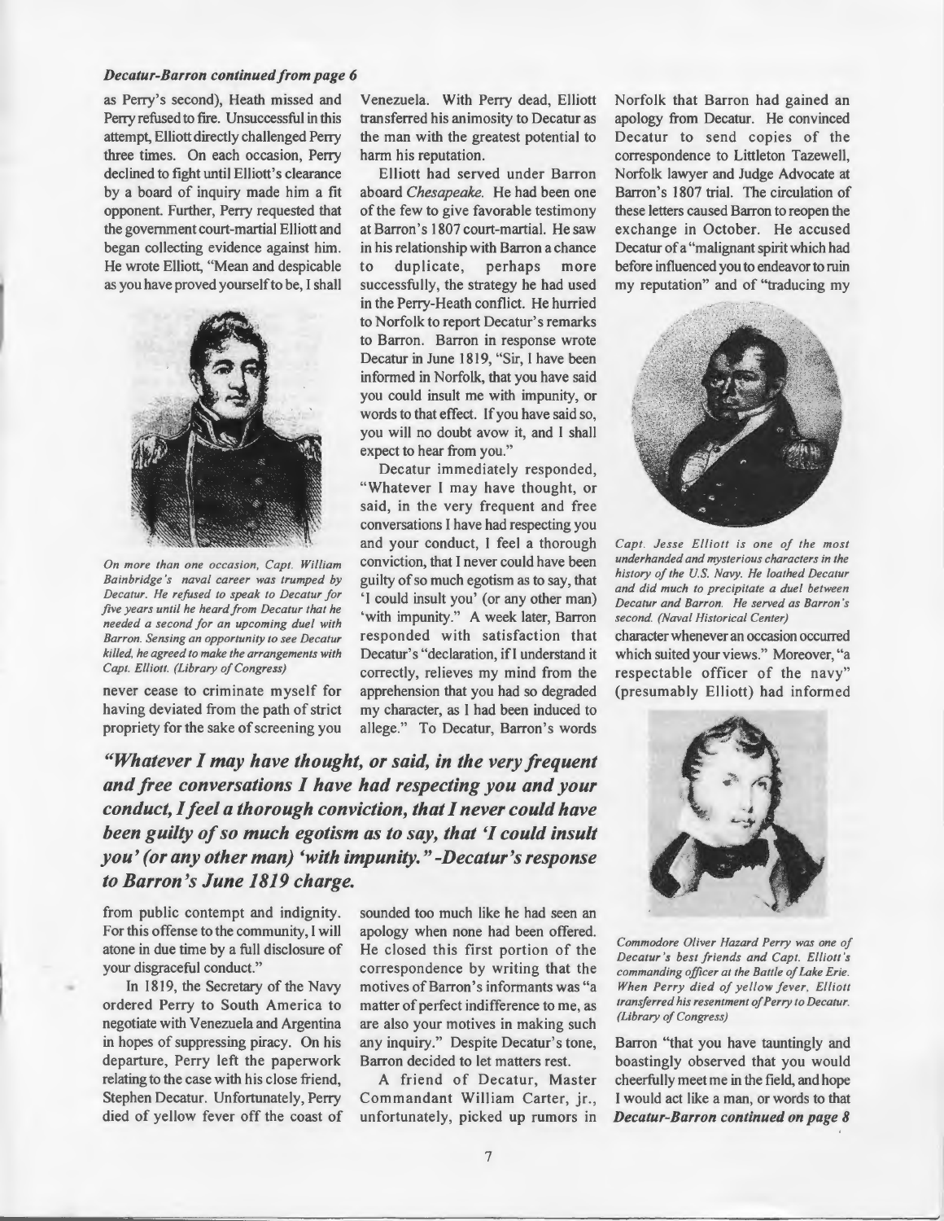***Decatur-Barron continued from page 6***

as Perry's second), Heath missed and Perry refused to fire. Unsuccessful in this attempt, Elliott directly challenged Perry three times. On each occasion, Perry declined to fight until Elliott's clearance by a board of inquiry made him a fit opponent. Further, Perry requested that the government court-martial Elliott and began collecting evidence against him. He wrote Elliott, "Mean and despicable as you have proved yourself to be, I shall never cease to criminate myself for having deviated from the path of strict propriety for the sake of screening you from public contempt and indignity. For this offense to the community, I will atone in due time by a full disclosure of your disgraceful conduct."

*On more than one occasion, Capt. William Bainbridge's naval career was trumped by Decatur. He refused to speak to Decatur for five years until he heard from Decatur that he needed a second for an upcoming duel with Barron. Sensing an opportunity to see Decatur killed, he agreed to make the arrangements with Capt. Elliott. (Library of Congress)*

In 1819, the Secretary of the Navy ordered Perry to South America to negotiate with Venezuela and Argentina in hopes of suppressing piracy. On his departure, Perry left the paperwork relating to the case with his close friend, Stephen Decatur. Unfortunately, Perry died of yellow fever off the coast of Venezuela. With Perry dead, Elliott transferred his animosity to Decatur as the man with the greatest potential to harm his reputation.

Elliott had served under Barron aboard *Chesapeake*. He had been one of the few to give favorable testimony at Barron's 1807 court-martial. He saw in his relationship with Barron a chance to duplicate, perhaps more successfully, the strategy he had used in the Perry-Heath conflict. He hurried to Norfolk to report Decatur's remarks to Barron. Barron in response wrote Decatur in June 1819, "Sir, I have been informed in Norfolk, that you have said you could insult me with impunity, or words to that effect. If you have said so, you will no doubt avow it, and I shall expect to hear from you."

Decatur immediately responded, "Whatever I may have thought, or said, in the very frequent and free conversations I have had respecting you and your conduct, I feel a thorough conviction, that I never could have been guilty of so much egotism as to say, that 'I could insult you' (or any other man) 'with impunity." A week later, Barron responded with satisfaction that Decatur's "declaration, if I understand it correctly, relieves my mind from the apprehension that you had so degraded my character, as I had been induced to allege." To Decatur, Barron's words sounded too much like he had seen an apology when none had been offered. He closed this first portion of the correspondence by writing that the motives of Barron's informants was "a matter of perfect indifference to me, as are also your motives in making such any inquiry." Despite Decatur's tone, Barron decided to let matters rest.

***"Whatever I may have thought, or said, in the very frequent and free conversations I have had respecting you and your conduct, I feel a thorough conviction, that I never could have been guilty of so much egotism as to say, that 'I could insult you' (or any other man) 'with impunity." -Decatur's response to Barron's June 1819 charge.***

A friend of Decatur, Master Commandant William Carter, jr., unfortunately, picked up rumors in Norfolk that Barron had gained an apology from Decatur. He convinced Decatur to send copies of the correspondence to Littleton Tazewell, Norfolk lawyer and Judge Advocate at Barron's 1807 trial. The circulation of these letters caused Barron to reopen the exchange in October. He accused Decatur of a "malignant spirit which had before influenced you to endeavor to ruin my reputation" and of "traducing my character whenever an occasion occurred which suited your views." Moreover, "a respectable officer of the navy" (presumably Elliott) had informed Barron "that you have tauntingly and boastingly observed that you would cheerfully meet me in the field, and hope I would act like a man, or words to that

*Capt. Jesse Elliott is one of the most underhanded and mysterious characters in the history of the U.S. Navy. He loathed Decatur and did much to precipitate a duel between Decatur and Barron. He served as Barron's second. (Naval Historical Center)*

*Commodore Oliver Hazard Perry was one of Decatur's best friends and Capt. Elliott's commanding officer at the Battle of Lake Erie. When Perry died of yellow fever, Elliott transferred his resentment of Perry to Decatur. (Library of Congress)*

***Decatur-Barron continued on page 8***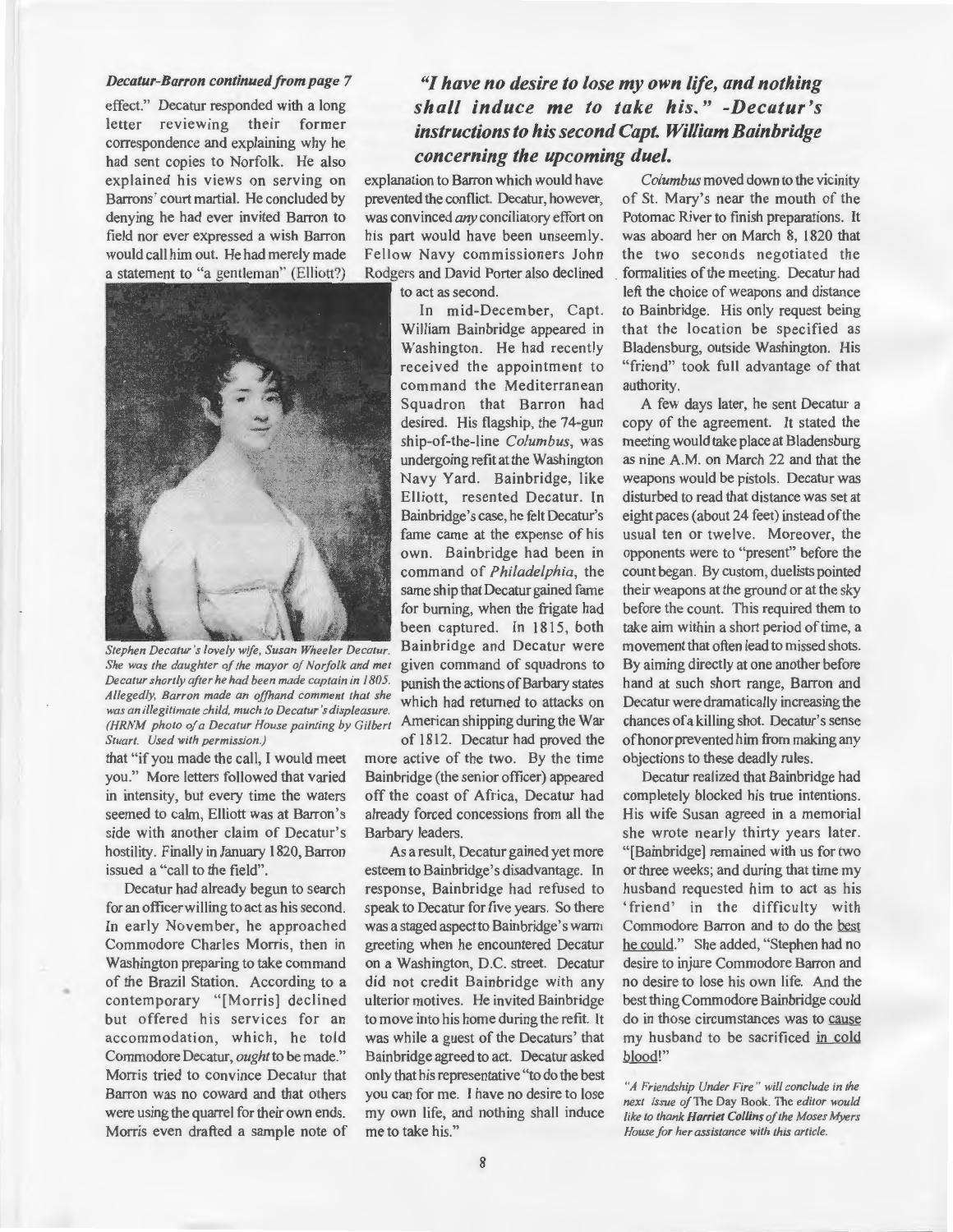*Decatur-Barron continued from page 7*

effect." Decatur responded with a long letter reviewing their former correspondence and explaining why he had sent copies to Norfolk. He also explained his views on serving on Barrons' court martial. He concluded by denying he had ever invited Barron to field nor ever expressed a wish Barron would call him out. He had merely made a statement to "a gentleman" (Elliott?) that "if you made the call, I would meet you." More letters followed that varied in intensity, but every time the waters seemed to calm, Elliott was at Barron's side with another claim of Decatur's hostility. Finally in January 1820, Barron issued a "call to the field".

*Stephen Decatur's lovely wife, Susan Wheeler Decatur. She was the daughter of the mayor of Norfolk and met Decatur shortly after he had been made captain in 1805. Allegedly, Barron made an offhand comment that she was an illegitimate child, much to Decatur's displeasure. (HRNM photo of a Decatur House painting by Gilbert Stuart. Used with permission.)*

Decatur had already begun to search for an officer willing to act as his second. In early November, he approached Commodore Charles Morris, then in Washington preparing to take command of the Brazil Station. According to a contemporary "[Morris] declined but offered his services for an accommodation, which, he told Commodore Decatur, *ought* to be made." Morris tried to convince Decatur that Barron was no coward and that others were using the quarrel for their own ends. Morris even drafted a sample note of explanation to Barron which would have prevented the conflict. Decatur, however, was convinced *any* conciliatory effort on his part would have been unseemly. Fellow Navy commissioners John Rodgers and David Porter also declined to act as second.

***"I have no desire to lose my own life, and nothing shall induce me to take his." -Decatur's instructions to his second Capt. William Bainbridge concerning the upcoming duel.***

In mid-December, Capt. William Bainbridge appeared in Washington. He had recently received the appointment to command the Mediterranean Squadron that Barron had desired. His flagship, the 74-gun ship-of-the-line *Columbus*, was undergoing refit at the Washington Navy Yard. Bainbridge, like Elliott, resented Decatur. In Bainbridge's case, he felt Decatur's fame came at the expense of his own. Bainbridge had been in command of *Philadelphia*, the same ship that Decatur gained fame for burning, when the frigate had been captured. In 1815, both Bainbridge and Decatur were given command of squadrons to punish the actions of Barbary states which had returned to attacks on American shipping during the War of 1812. Decatur had proved the more active of the two. By the time Bainbridge (the senior officer) appeared off the coast of Africa, Decatur had already forced concessions from all the Barbary leaders.

As a result, Decatur gained yet more esteem to Bainbridge's disadvantage. In response, Bainbridge had refused to speak to Decatur for five years. So there was a staged aspect to Bainbridge's warm greeting when he encountered Decatur on a Washington, D.C. street. Decatur did not credit Bainbridge with any ulterior motives. He invited Bainbridge to move into his home during the refit. It was while a guest of the Decaturs' that Bainbridge agreed to act. Decatur asked only that his representative "to do the best you can for me. I have no desire to lose my own life, and nothing shall induce me to take his."

*Columbus* moved down to the vicinity of St. Mary's near the mouth of the Potomac River to finish preparations. It was aboard her on March 8, 1820 that the two seconds negotiated the formalities of the meeting. Decatur had left the choice of weapons and distance to Bainbridge. His only request being that the location be specified as Bladensburg, outside Washington. His "friend" took full advantage of that authority.

A few days later, he sent Decatur a copy of the agreement. It stated the meeting would take place at Bladensburg as nine A.M. on March 22 and that the weapons would be pistols. Decatur was disturbed to read that distance was set at eight paces (about 24 feet) instead of the usual ten or twelve. Moreover, the opponents were to "present" before the count began. By custom, duelists pointed their weapons at the ground or at the sky before the count. This required them to take aim within a short period of time, a movement that often lead to missed shots. By aiming directly at one another before hand at such short range, Barron and Decatur were dramatically increasing the chances of a killing shot. Decatur's sense of honor prevented him from making any objections to these deadly rules.

Decatur realized that Bainbridge had completely blocked his true intentions. His wife Susan agreed in a memorial she wrote nearly thirty years later. "[Bainbridge] remained with us for two or three weeks; and during that time my husband requested him to act as his 'friend' in the difficulty with Commodore Barron and to do the best he could." She added, "Stephen had no desire to injure Commodore Barron and no desire to lose his own life. And the best thing Commodore Bainbridge could do in those circumstances was to cause my husband to be sacrificed in cold blood!"

*"A Friendship Under Fire" will conclude in the next issue of The Day Book. The editor would like to thank **Harriet Collins** of the Moses Myers House for her assistance with this article.*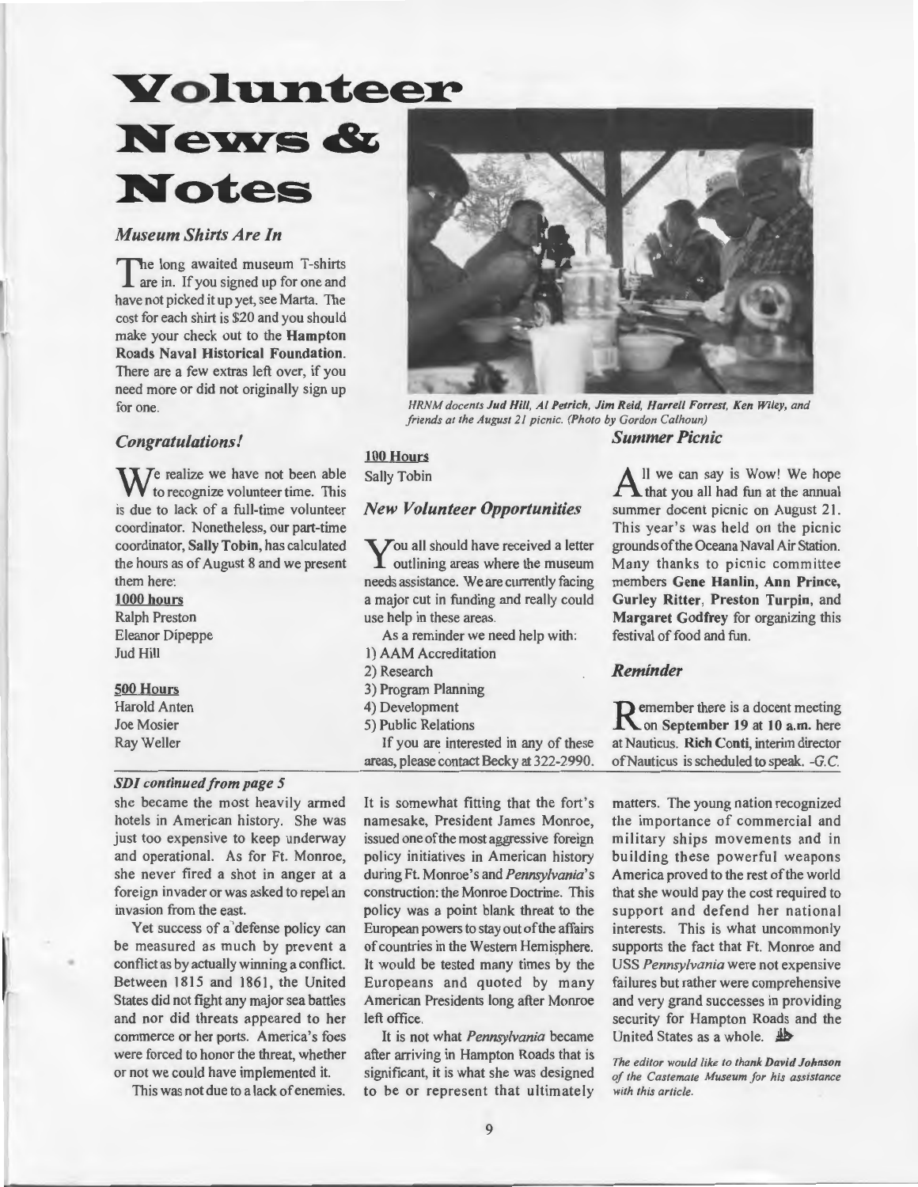# Volunteer News & Notes

### *Museum Shirts Are In*

The long awaited museum T-shirts are in. If you signed up for one and have not picked it up yet, see Marta. The cost for each shirt is $20 and you should make your check out to the **Hampton Roads Naval Historical Foundation**. There are a few extras left over, if you need more or did not originally sign up for one.

### *Congratulations!*

We realize we have not been able to recognize volunteer time. This is due to lack of a full-time volunteer coordinator. Nonetheless, our part-time coordinator, **Sally Tobin**, has calculated the hours as of August 8 and we present them here:

**1000 hours**
Ralph Preston
Eleanor Dipeppe
Jud Hill

**500 Hours**
Harold Anten
Joe Mosier
Ray Weller

**100 Hours**
Sally Tobin

### *New Volunteer Opportunities*

You all should have received a letter outlining areas where the museum needs assistance. We are currently facing a major cut in funding and really could use help in these areas.

As a reminder we need help with:

1) AAM Accreditation
2) Research
3) Program Planning
4) Development
5) Public Relations

If you are interested in any of these areas, please contact Becky at 322-2990.

*HRNM docents **Jud Hill, Al Petrich, Jim Reid, Harrell Forrest, Ken Wiley,** and friends at the August 21 picnic. (Photo by Gordon Calhoun)*

### *Summer Picnic*

All we can say is Wow! We hope that you all had fun at the annual summer docent picnic on August 21. This year's was held on the picnic grounds of the Oceana Naval Air Station. Many thanks to picnic committee members **Gene Hanlin, Ann Prince, Gurley Ritter, Preston Turpin,** and **Margaret Godfrey** for organizing this festival of food and fun.

### *Reminder*

Remember there is a docent meeting on **September 19 at 10 a.m.** here at Nauticus. **Rich Conti**, interim director of Nauticus is scheduled to speak. *-G.C.*

---

#### *SDI continued from page 5*

she became the most heavily armed hotels in American history. She was just too expensive to keep underway and operational. As for Ft. Monroe, she never fired a shot in anger at a foreign invader or was asked to repel an invasion from the east.

Yet success of a defense policy can be measured as much by prevent a conflict as by actually winning a conflict. Between 1815 and 1861, the United States did not fight any major sea battles and nor did threats appeared to her commerce or her ports. America's foes were forced to honor the threat, whether or not we could have implemented it.

This was not due to a lack of enemies. It is somewhat fitting that the fort's namesake, President James Monroe, issued one of the most aggressive foreign policy initiatives in American history during Ft. Monroe's and *Pennsylvania*'s construction: the Monroe Doctrine. This policy was a point blank threat to the European powers to stay out of the affairs of countries in the Western Hemisphere. It would be tested many times by the Europeans and quoted by many American Presidents long after Monroe left office.

It is not what *Pennsylvania* became after arriving in Hampton Roads that is significant, it is what she was designed to be or represent that ultimately matters. The young nation recognized the importance of commercial and military ships movements and in building these powerful weapons America proved to the rest of the world that she would pay the cost required to support and defend her national interests. This is what uncommonly supports the fact that Ft. Monroe and USS *Pennsylvania* were not expensive failures but rather were comprehensive and very grand successes in providing security for Hampton Roads and the United States as a whole.

*The editor would like to thank **David Johnson** of the Casemate Museum for his assistance with this article.*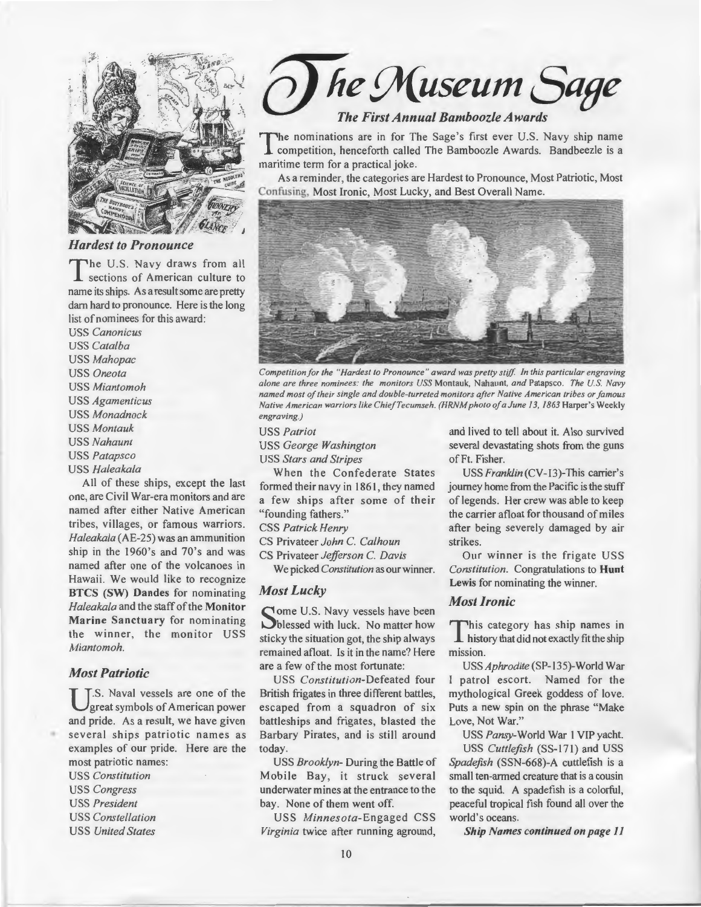# The Museum Sage

## The First Annual Bamboozle Awards

The nominations are in for The Sage's first ever U.S. Navy ship name competition, henceforth called The Bamboozle Awards. Bandbeezle is a maritime term for a practical joke.

As a reminder, the categories are Hardest to Pronounce, Most Patriotic, Most Confusing, Most Ironic, Most Lucky, and Best Overall Name.

*Competition for the "Hardest to Pronounce" award was pretty stiff. In this particular engraving alone are three nominees: the monitors USS* Montauk, Nahaunt, *and* Patapsco. *The U.S. Navy named most of their single and double-turreted monitors after Native American tribes or famous Native American warriors like Chief Tecumseh. (HRNM photo of a June 13, 1863* Harper's Weekly *engraving.)*

### Hardest to Pronounce

The U.S. Navy draws from all sections of American culture to name its ships. As a result some are pretty darn hard to pronounce. Here is the long list of nominees for this award:

USS *Canonicus*
USS *Catalba*
USS *Mahopac*
USS *Oneota*
USS *Miantomoh*
USS *Agamenticus*
USS *Monadnock*
USS *Montauk*
USS *Nahaunt*
USS *Patapsco*
USS *Haleakala*

All of these ships, except the last one, are Civil War-era monitors and are named after either Native American tribes, villages, or famous warriors. *Haleakala* (AE-25) was an ammunition ship in the 1960's and 70's and was named after one of the volcanoes in Hawaii. We would like to recognize **BTCS (SW) Dandes** for nominating *Haleakala* and the staff of the **Monitor Marine Sanctuary** for nominating the winner, the monitor USS *Miantomoh*.

### Most Patriotic

U.S. Naval vessels are one of the great symbols of American power and pride. As a result, we have given several ships patriotic names as examples of our pride. Here are the most patriotic names:

USS *Constitution*
USS *Congress*
USS *President*
USS *Constellation*
USS *United States*
USS *Patriot*
USS *George Washington*
USS *Stars and Stripes*

When the Confederate States formed their navy in 1861, they named a few ships after some of their "founding fathers."

CSS *Patrick Henry*
CS Privateer *John C. Calhoun*
CS Privateer *Jefferson C. Davis*

We picked *Constitution* as our winner.

### Most Lucky

Some U.S. Navy vessels have been blessed with luck. No matter how sticky the situation got, the ship always remained afloat. Is it in the name? Here are a few of the most fortunate:

USS *Constitution*-Defeated four British frigates in three different battles, escaped from a squadron of six battleships and frigates, blasted the Barbary Pirates, and is still around today.

USS *Brooklyn*- During the Battle of Mobile Bay, it struck several underwater mines at the entrance to the bay. None of them went off.

USS *Minnesota*-Engaged CSS *Virginia* twice after running aground, and lived to tell about it. Also survived several devastating shots from the guns of Ft. Fisher.

USS *Franklin* (CV-13)-This carrier's journey home from the Pacific is the stuff of legends. Her crew was able to keep the carrier afloat for thousand of miles after being severely damaged by air strikes.

Our winner is the frigate USS *Constitution*. Congratulations to **Hunt Lewis** for nominating the winner.

### Most Ironic

This category has ship names in history that did not exactly fit the ship mission.

USS *Aphrodite* (SP-135)-World War I patrol escort. Named for the mythological Greek goddess of love. Puts a new spin on the phrase "Make Love, Not War."

USS *Pansy*-World War I VIP yacht.

USS *Cuttlefish* (SS-171) and USS *Spadefish* (SSN-668)-A cuttlefish is a small ten-armed creature that is a cousin to the squid. A spadefish is a colorful, peaceful tropical fish found all over the world's oceans.

***Ship Names continued on page 11***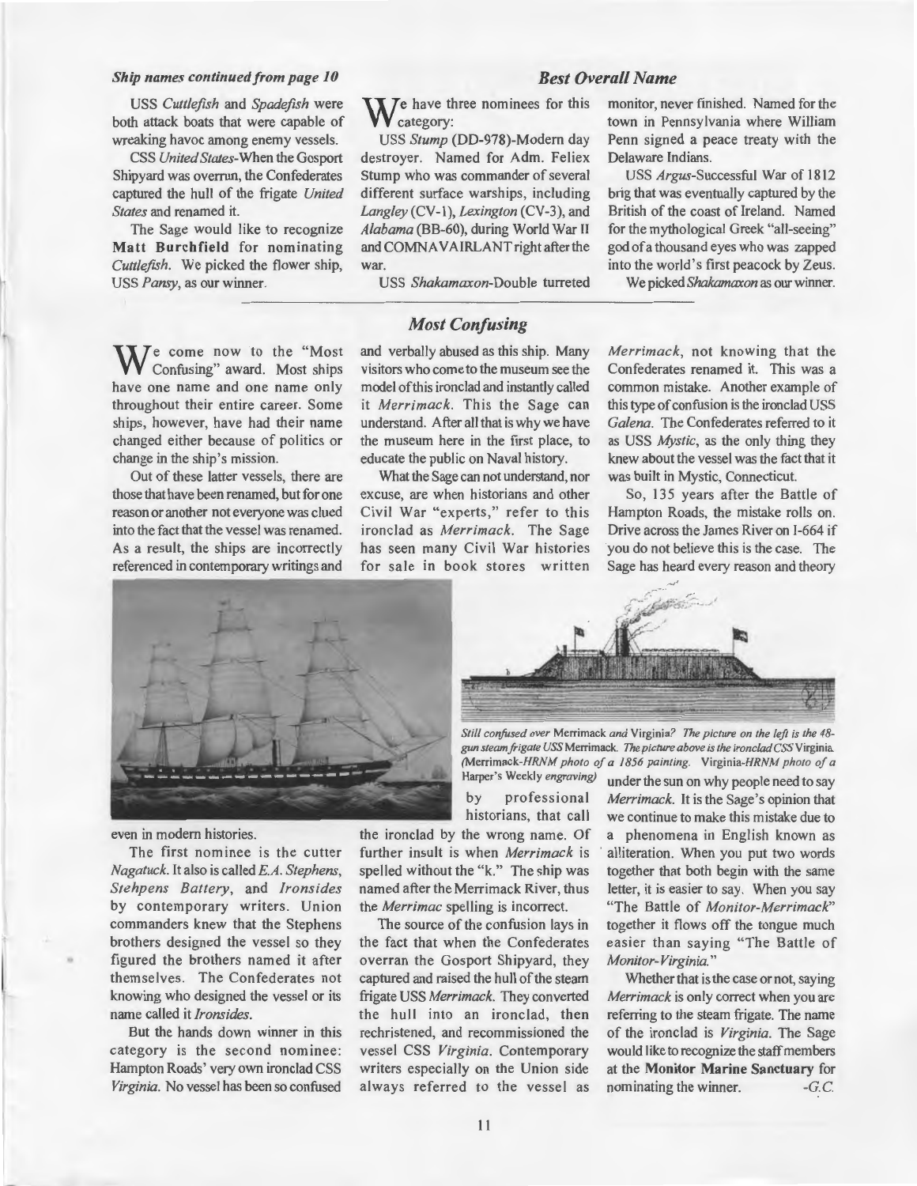*Ship names continued from page 10*

USS *Cuttlefish* and *Spadefish* were both attack boats that were capable of wreaking havoc among enemy vessels.

CSS *United States*-When the Gosport Shipyard was overrun, the Confederates captured the hull of the frigate *United States* and renamed it.

The Sage would like to recognize **Matt Burchfield** for nominating *Cuttlefish*. We picked the flower ship, USS *Pansy*, as our winner.

## *Best Overall Name*

We have three nominees for this category:

USS *Stump* (DD-978)-Modern day destroyer. Named for Adm. Feliex Stump who was commander of several different surface warships, including *Langley* (CV-1), *Lexington* (CV-3), and *Alabama* (BB-60), during World War II and COMNAVAIRLANT right after the war.

USS *Shakamaxon*-Double turreted monitor, never finished. Named for the town in Pennsylvania where William Penn signed a peace treaty with the Delaware Indians.

USS *Argus*-Successful War of 1812 brig that was eventually captured by the British of the coast of Ireland. Named for the mythological Greek "all-seeing" god of a thousand eyes who was zapped into the world's first peacock by Zeus.

We picked *Shakamaxon* as our winner.

## *Most Confusing*

We come now to the "Most Confusing" award. Most ships have one name and one name only throughout their entire career. Some ships, however, have had their name changed either because of politics or change in the ship's mission.

Out of these latter vessels, there are those that have been renamed, but for one reason or another not everyone was clued into the fact that the vessel was renamed. As a result, the ships are incorrectly referenced in contemporary writings and even in modern histories.

The first nominee is the cutter *Nagatuck*. It also is called *E.A. Stephens*, *Stehpens Battery*, and *Ironsides* by contemporary writers. Union commanders knew that the Stephens brothers designed the vessel so they figured the brothers named it after themselves. The Confederates not knowing who designed the vessel or its name called it *Ironsides*.

But the hands down winner in this category is the second nominee: Hampton Roads' very own ironclad CSS *Virginia*. No vessel has been so confused and verbally abused as this ship. Many visitors who come to the museum see the model of this ironclad and instantly called it *Merrimack*. This the Sage can understand. After all that is why we have the museum here in the first place, to educate the public on Naval history.

What the Sage can not understand, nor excuse, are when historians and other Civil War "experts," refer to this ironclad as *Merrimack*. The Sage has seen many Civil War histories for sale in book stores written by professional historians, that call the ironclad by the wrong name. Of further insult is when *Merrimack* is spelled without the "k." The ship was named after the Merrimack River, thus the *Merrimac* spelling is incorrect.

The source of the confusion lays in the fact that when the Confederates overran the Gosport Shipyard, they captured and raised the hull of the steam frigate USS *Merrimack*. They converted the hull into an ironclad, then rechristened, and recommissioned the vessel CSS *Virginia*. Contemporary writers especially on the Union side always referred to the vessel as *Merrimack*, not knowing that the Confederates renamed it. This was a common mistake. Another example of this type of confusion is the ironclad USS *Galena*. The Confederates referred to it as USS *Mystic*, as the only thing they knew about the vessel was the fact that it was built in Mystic, Connecticut.

So, 135 years after the Battle of Hampton Roads, the mistake rolls on. Drive across the James River on I-664 if you do not believe this is the case. The Sage has heard every reason and theory under the sun on why people need to say *Merrimack*. It is the Sage's opinion that we continue to make this mistake due to a phenomena in English known as alliteration. When you put two words together that both begin with the same letter, it is easier to say. When you say "The Battle of *Monitor-Merrimack*" together it flows off the tongue much easier than saying "The Battle of *Monitor-Virginia*."

Whether that is the case or not, saying *Merrimack* is only correct when you are referring to the steam frigate. The name of the ironclad is *Virginia*. The Sage would like to recognize the staff members at the **Monitor Marine Sanctuary** for nominating the winner. *-G.C.*

*Still confused over* Merrimack *and* Virginia*? The picture on the left is the 48-gun steam frigate USS* Merrimack. *The picture above is the ironclad CSS* Virginia. *(*Merrimack*-HRNM photo of a 1856 painting.* Virginia*-HRNM photo of a* Harper's Weekly *engraving)*